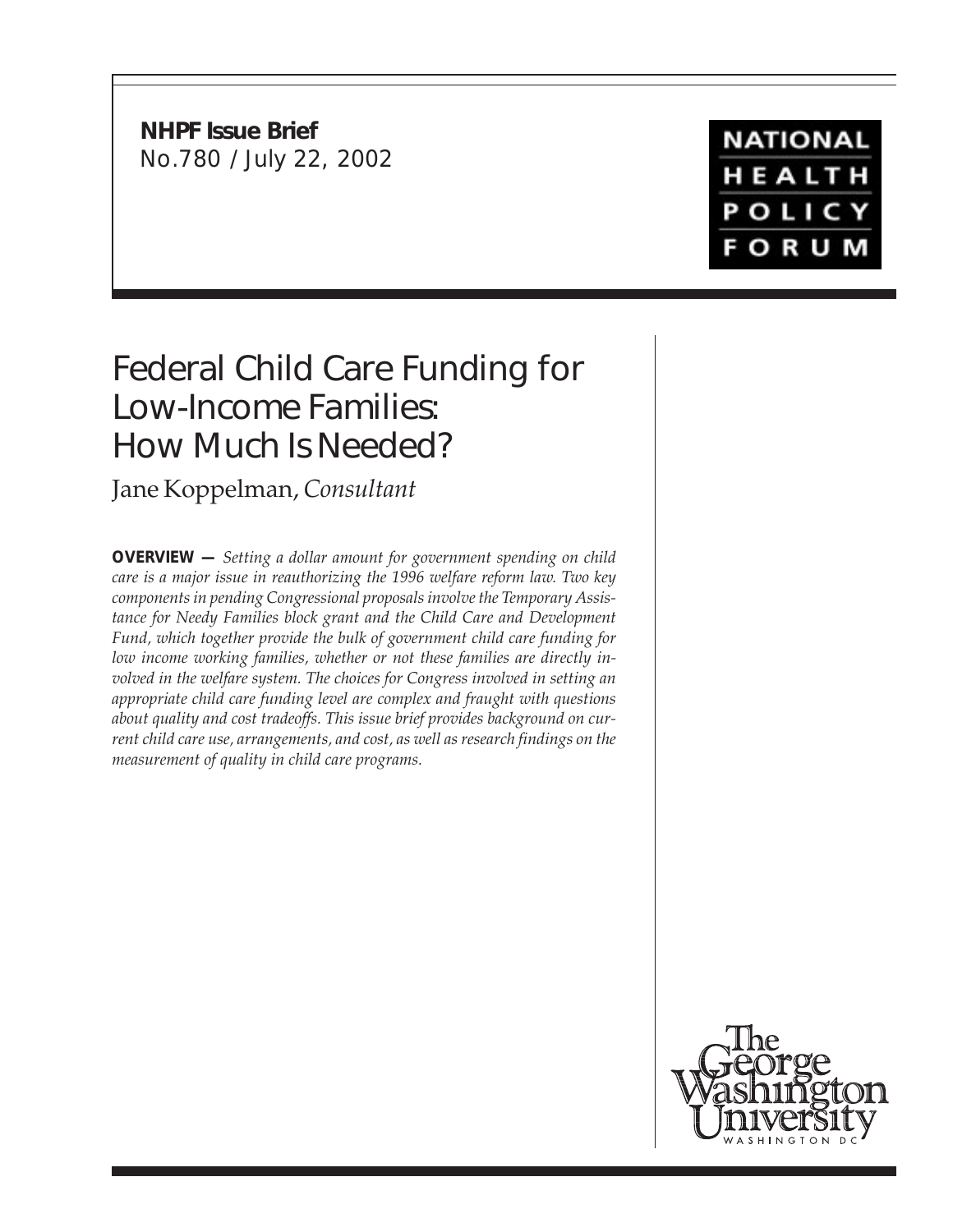**NHPF Issue Brief**
No.780 / July 22, 2002

NATIONAL HEALTH POLICY FORUM

# Federal Child Care Funding for Low-Income Families: How Much Is Needed?

Jane Koppelman, *Consultant*

**OVERVIEW —** *Setting a dollar amount for government spending on child care is a major issue in reauthorizing the 1996 welfare reform law. Two key components in pending Congressional proposals involve the Temporary Assistance for Needy Families block grant and the Child Care and Development Fund, which together provide the bulk of government child care funding for low income working families, whether or not these families are directly involved in the welfare system. The choices for Congress involved in setting an appropriate child care funding level are complex and fraught with questions about quality and cost tradeoffs. This issue brief provides background on current child care use, arrangements, and cost, as well as research findings on the measurement of quality in child care programs.*

The George Washington University
WASHINGTON DC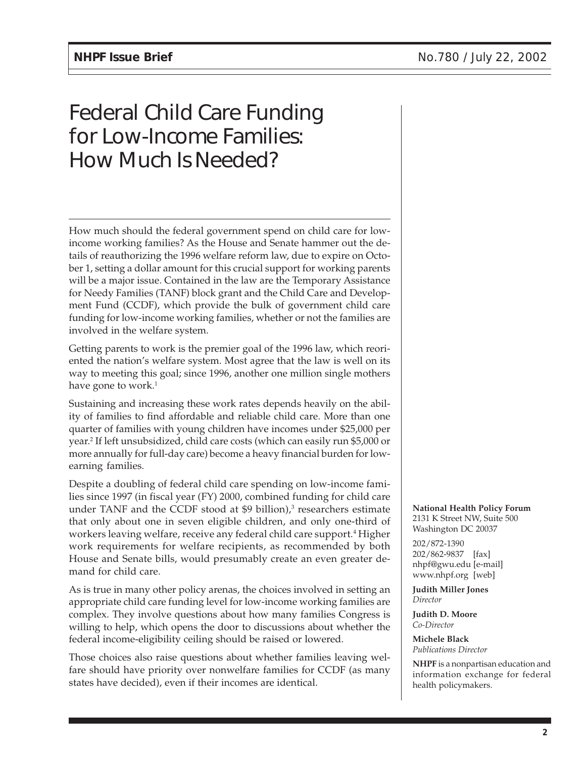# Federal Child Care Funding for Low-Income Families: How Much Is Needed?

How much should the federal government spend on child care for low-income working families? As the House and Senate hammer out the details of reauthorizing the 1996 welfare reform law, due to expire on October 1, setting a dollar amount for this crucial support for working parents will be a major issue. Contained in the law are the Temporary Assistance for Needy Families (TANF) block grant and the Child Care and Development Fund (CCDF), which provide the bulk of government child care funding for low-income working families, whether or not the families are involved in the welfare system.

Getting parents to work is the premier goal of the 1996 law, which reoriented the nation's welfare system. Most agree that the law is well on its way to meeting this goal; since 1996, another one million single mothers have gone to work.[1]

Sustaining and increasing these work rates depends heavily on the ability of families to find affordable and reliable child care. More than one quarter of families with young children have incomes under $25,000 per year.[2] If left unsubsidized, child care costs (which can easily run $5,000 or more annually for full-day care) become a heavy financial burden for low-earning families.

Despite a doubling of federal child care spending on low-income families since 1997 (in fiscal year (FY) 2000, combined funding for child care under TANF and the CCDF stood at $9 billion),[3] researchers estimate that only about one in seven eligible children, and only one-third of workers leaving welfare, receive any federal child care support.[4] Higher work requirements for welfare recipients, as recommended by both House and Senate bills, would presumably create an even greater demand for child care.

As is true in many other policy arenas, the choices involved in setting an appropriate child care funding level for low-income working families are complex. They involve questions about how many families Congress is willing to help, which opens the door to discussions about whether the federal income-eligibility ceiling should be raised or lowered.

Those choices also raise questions about whether families leaving welfare should have priority over nonwelfare families for CCDF (as many states have decided), even if their incomes are identical.

**National Health Policy Forum**
2131 K Street NW, Suite 500
Washington DC 20037

202/872-1390
202/862-9837 [fax]
nhpf@gwu.edu [e-mail]
www.nhpf.org [web]

**Judith Miller Jones**
*Director*

**Judith D. Moore**
*Co-Director*

**Michele Black**
*Publications Director*

**NHPF** is a nonpartisan education and information exchange for federal health policymakers.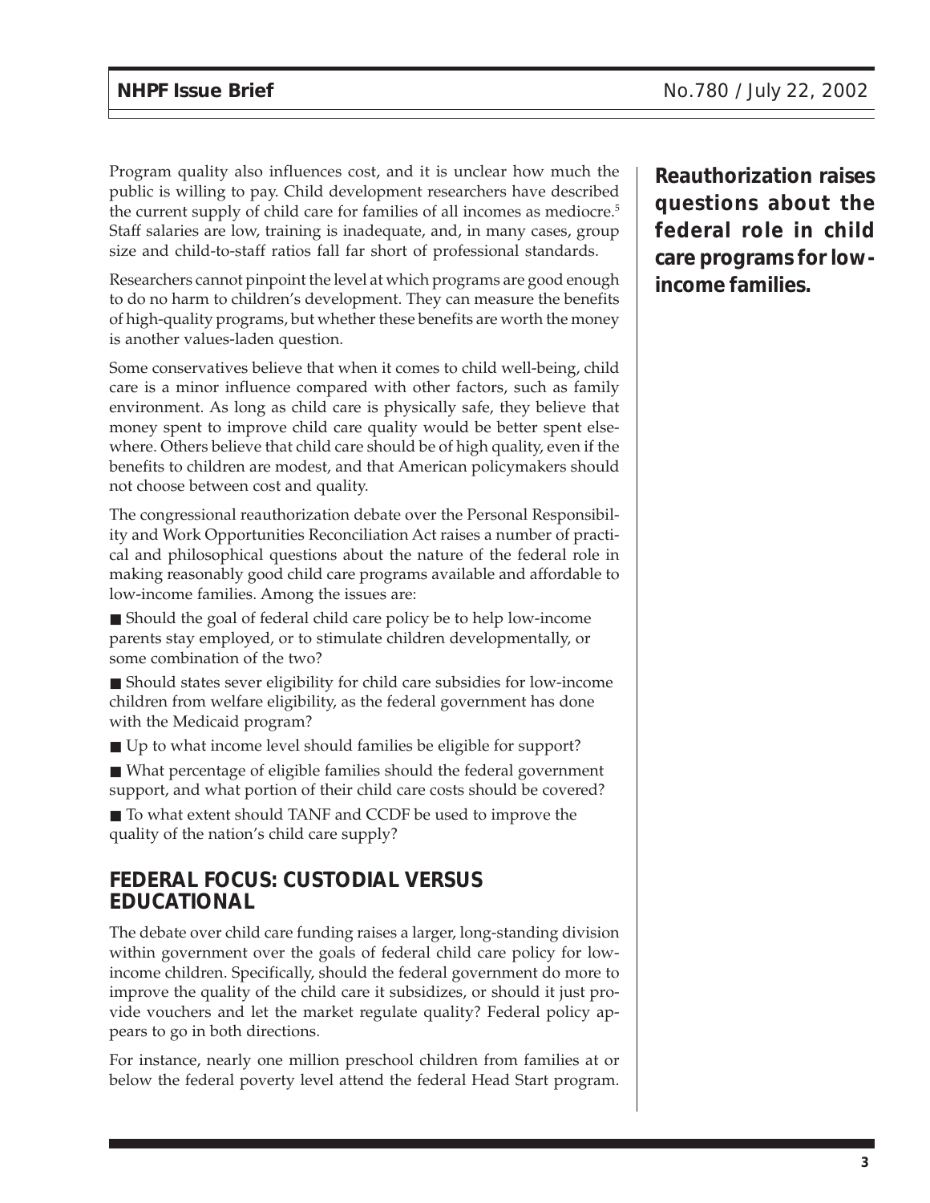Program quality also influences cost, and it is unclear how much the public is willing to pay. Child development researchers have described the current supply of child care for families of all incomes as mediocre.[5] Staff salaries are low, training is inadequate, and, in many cases, group size and child-to-staff ratios fall far short of professional standards.

**Reauthorization raises questions about the federal role in child care programs for low-income families.**

Researchers cannot pinpoint the level at which programs are good enough to do no harm to children's development. They can measure the benefits of high-quality programs, but whether these benefits are worth the money is another values-laden question.

Some conservatives believe that when it comes to child well-being, child care is a minor influence compared with other factors, such as family environment. As long as child care is physically safe, they believe that money spent to improve child care quality would be better spent elsewhere. Others believe that child care should be of high quality, even if the benefits to children are modest, and that American policymakers should not choose between cost and quality.

The congressional reauthorization debate over the Personal Responsibility and Work Opportunities Reconciliation Act raises a number of practical and philosophical questions about the nature of the federal role in making reasonably good child care programs available and affordable to low-income families. Among the issues are:

- Should the goal of federal child care policy be to help low-income parents stay employed, or to stimulate children developmentally, or some combination of the two?
- Should states sever eligibility for child care subsidies for low-income children from welfare eligibility, as the federal government has done with the Medicaid program?
- Up to what income level should families be eligible for support?
- What percentage of eligible families should the federal government support, and what portion of their child care costs should be covered?
- To what extent should TANF and CCDF be used to improve the quality of the nation's child care supply?

## FEDERAL FOCUS: CUSTODIAL VERSUS EDUCATIONAL

The debate over child care funding raises a larger, long-standing division within government over the goals of federal child care policy for low-income children. Specifically, should the federal government do more to improve the quality of the child care it subsidizes, or should it just provide vouchers and let the market regulate quality? Federal policy appears to go in both directions.

For instance, nearly one million preschool children from families at or below the federal poverty level attend the federal Head Start program.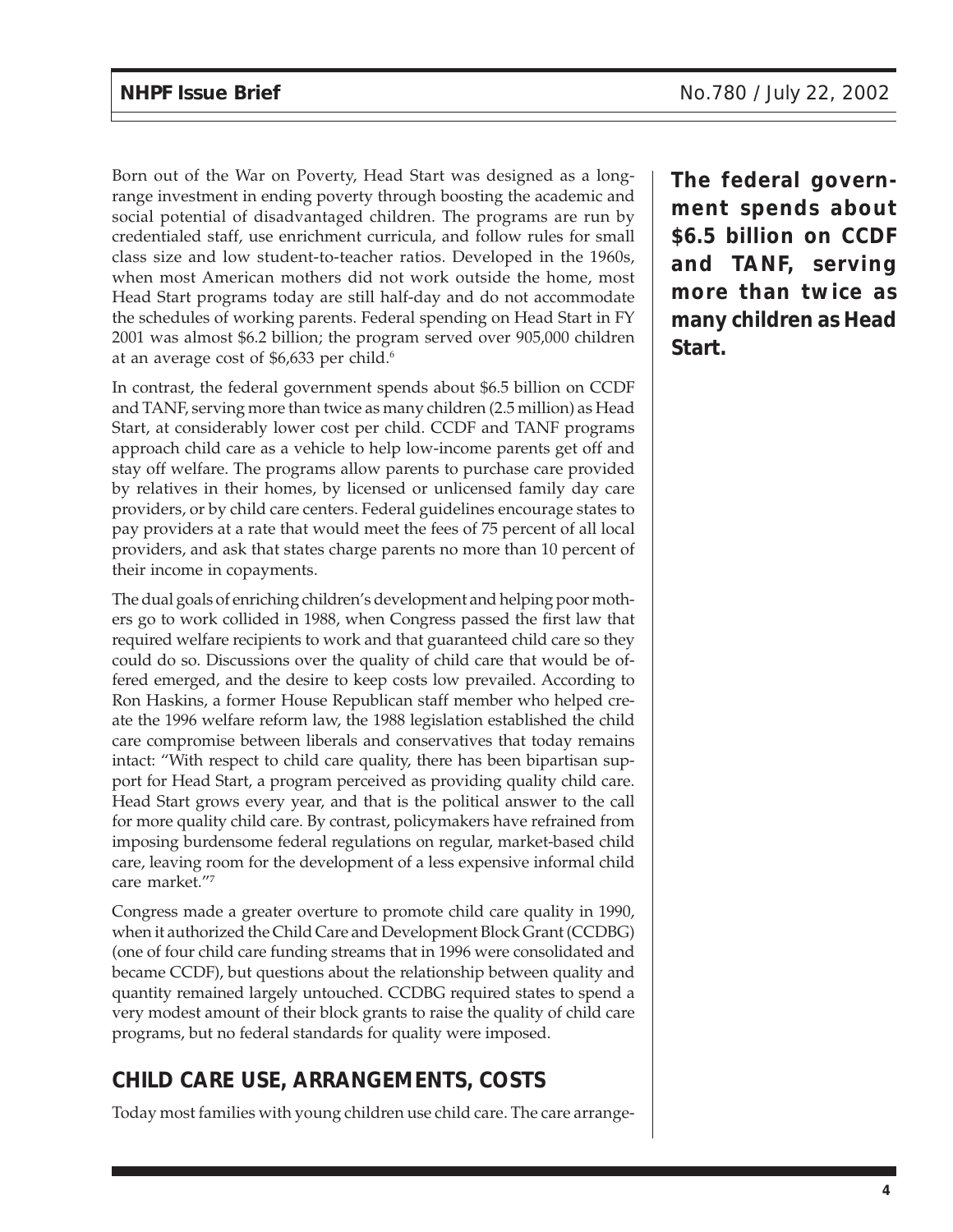Born out of the War on Poverty, Head Start was designed as a long-range investment in ending poverty through boosting the academic and social potential of disadvantaged children. The programs are run by credentialed staff, use enrichment curricula, and follow rules for small class size and low student-to-teacher ratios. Developed in the 1960s, when most American mothers did not work outside the home, most Head Start programs today are still half-day and do not accommodate the schedules of working parents. Federal spending on Head Start in FY 2001 was almost $6.2 billion; the program served over 905,000 children at an average cost of $6,633 per child.[6]

In contrast, the federal government spends about $6.5 billion on CCDF and TANF, serving more than twice as many children (2.5 million) as Head Start, at considerably lower cost per child. CCDF and TANF programs approach child care as a vehicle to help low-income parents get off and stay off welfare. The programs allow parents to purchase care provided by relatives in their homes, by licensed or unlicensed family day care providers, or by child care centers. Federal guidelines encourage states to pay providers at a rate that would meet the fees of 75 percent of all local providers, and ask that states charge parents no more than 10 percent of their income in copayments.

**The federal government spends about $6.5 billion on CCDF and TANF, serving more than twice as many children as Head Start.**

The dual goals of enriching children's development and helping poor mothers go to work collided in 1988, when Congress passed the first law that required welfare recipients to work and that guaranteed child care so they could do so. Discussions over the quality of child care that would be offered emerged, and the desire to keep costs low prevailed. According to Ron Haskins, a former House Republican staff member who helped create the 1996 welfare reform law, the 1988 legislation established the child care compromise between liberals and conservatives that today remains intact: "With respect to child care quality, there has been bipartisan support for Head Start, a program perceived as providing quality child care. Head Start grows every year, and that is the political answer to the call for more quality child care. By contrast, policymakers have refrained from imposing burdensome federal regulations on regular, market-based child care, leaving room for the development of a less expensive informal child care market."[7]

Congress made a greater overture to promote child care quality in 1990, when it authorized the Child Care and Development Block Grant (CCDBG) (one of four child care funding streams that in 1996 were consolidated and became CCDF), but questions about the relationship between quality and quantity remained largely untouched. CCDBG required states to spend a very modest amount of their block grants to raise the quality of child care programs, but no federal standards for quality were imposed.

## CHILD CARE USE, ARRANGEMENTS, COSTS

Today most families with young children use child care. The care arrange-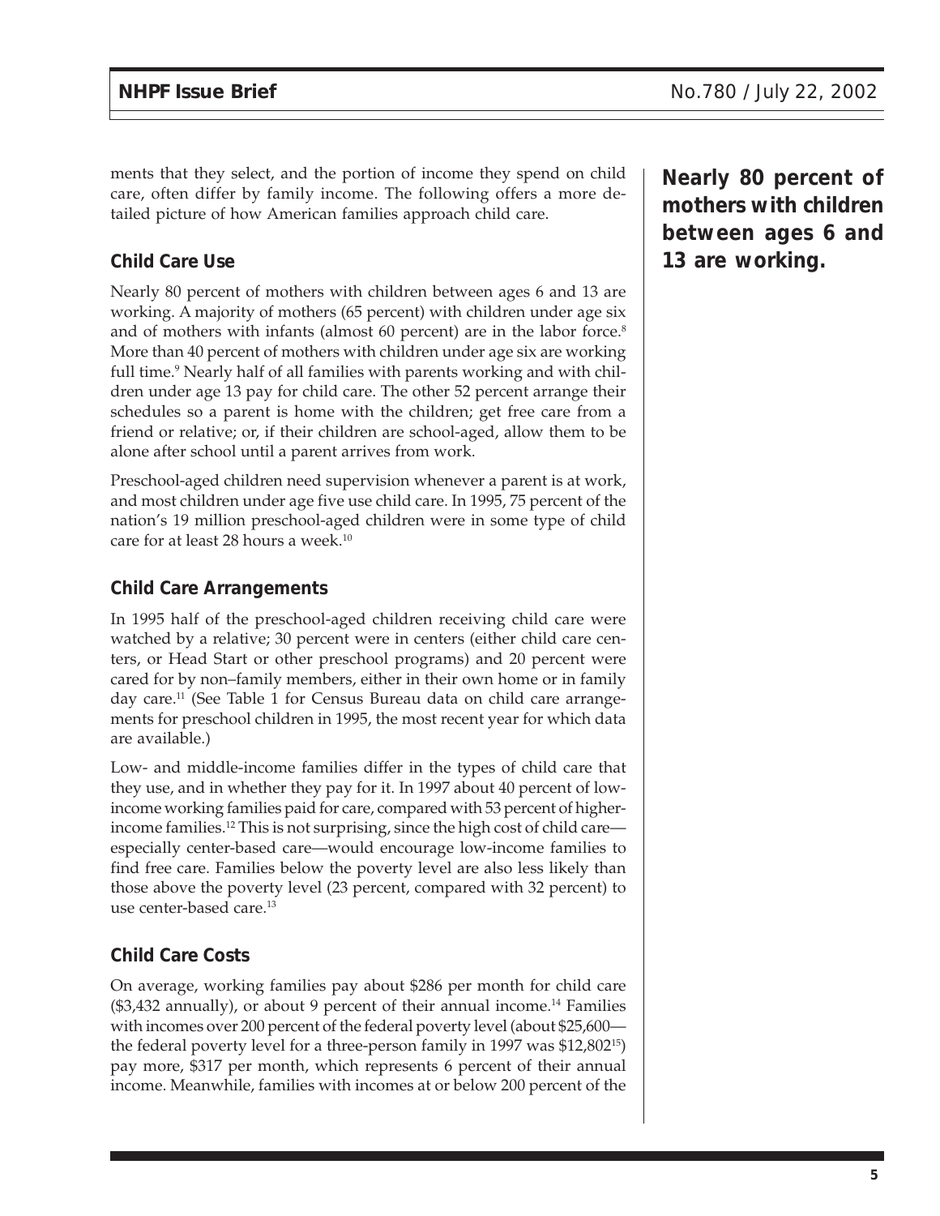ments that they select, and the portion of income they spend on child care, often differ by family income. The following offers a more detailed picture of how American families approach child care.

**Nearly 80 percent of mothers with children between ages 6 and 13 are working.**

### Child Care Use

Nearly 80 percent of mothers with children between ages 6 and 13 are working. A majority of mothers (65 percent) with children under age six and of mothers with infants (almost 60 percent) are in the labor force.[8] More than 40 percent of mothers with children under age six are working full time.[9] Nearly half of all families with parents working and with children under age 13 pay for child care. The other 52 percent arrange their schedules so a parent is home with the children; get free care from a friend or relative; or, if their children are school-aged, allow them to be alone after school until a parent arrives from work.

Preschool-aged children need supervision whenever a parent is at work, and most children under age five use child care. In 1995, 75 percent of the nation's 19 million preschool-aged children were in some type of child care for at least 28 hours a week.[10]

### Child Care Arrangements

In 1995 half of the preschool-aged children receiving child care were watched by a relative; 30 percent were in centers (either child care centers, or Head Start or other preschool programs) and 20 percent were cared for by non–family members, either in their own home or in family day care.[11] (See Table 1 for Census Bureau data on child care arrangements for preschool children in 1995, the most recent year for which data are available.)

Low- and middle-income families differ in the types of child care that they use, and in whether they pay for it. In 1997 about 40 percent of low-income working families paid for care, compared with 53 percent of higher-income families.[12] This is not surprising, since the high cost of child care—especially center-based care—would encourage low-income families to find free care. Families below the poverty level are also less likely than those above the poverty level (23 percent, compared with 32 percent) to use center-based care.[13]

### Child Care Costs

On average, working families pay about $286 per month for child care ($3,432 annually), or about 9 percent of their annual income.[14] Families with incomes over 200 percent of the federal poverty level (about $25,600—the federal poverty level for a three-person family in 1997 was $12,802[15]) pay more, $317 per month, which represents 6 percent of their annual income. Meanwhile, families with incomes at or below 200 percent of the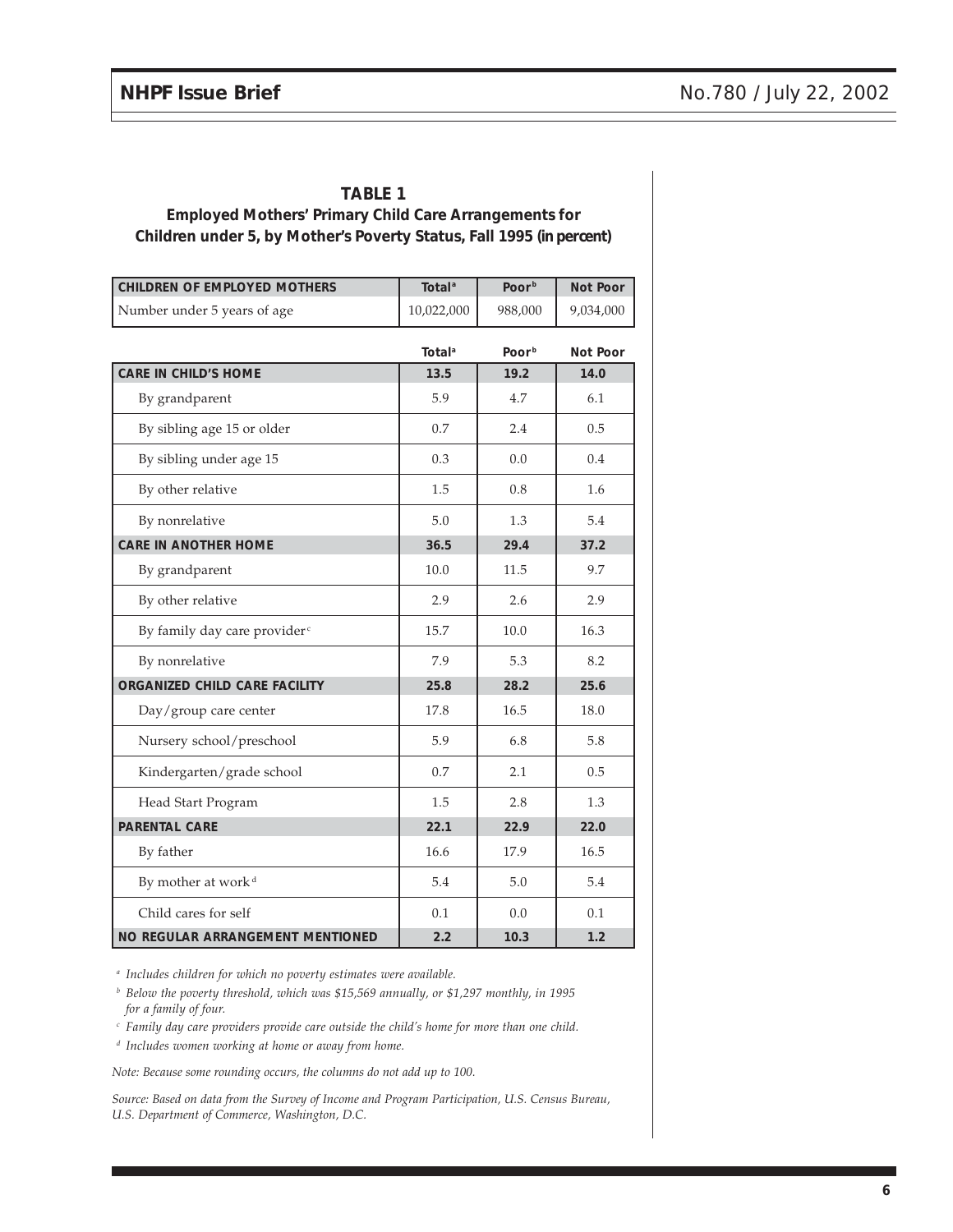**TABLE 1**

**Employed Mothers' Primary Child Care Arrangements for Children under 5, by Mother's Poverty Status, Fall 1995 (in percent)**

| CHILDREN OF EMPLOYED MOTHERS | Total[a] | Poor[b] | Not Poor |
|---|---|---|---|
| Number under 5 years of age | 10,022,000 | 988,000 | 9,034,000 |
| | **Total[a]** | **Poor[b]** | **Not Poor** |
| **CARE IN CHILD'S HOME** | **13.5** | **19.2** | **14.0** |
| By grandparent | 5.9 | 4.7 | 6.1 |
| By sibling age 15 or older | 0.7 | 2.4 | 0.5 |
| By sibling under age 15 | 0.3 | 0.0 | 0.4 |
| By other relative | 1.5 | 0.8 | 1.6 |
| By nonrelative | 5.0 | 1.3 | 5.4 |
| **CARE IN ANOTHER HOME** | **36.5** | **29.4** | **37.2** |
| By grandparent | 10.0 | 11.5 | 9.7 |
| By other relative | 2.9 | 2.6 | 2.9 |
| By family day care provider[c] | 15.7 | 10.0 | 16.3 |
| By nonrelative | 7.9 | 5.3 | 8.2 |
| **ORGANIZED CHILD CARE FACILITY** | **25.8** | **28.2** | **25.6** |
| Day/group care center | 17.8 | 16.5 | 18.0 |
| Nursery school/preschool | 5.9 | 6.8 | 5.8 |
| Kindergarten/grade school | 0.7 | 2.1 | 0.5 |
| Head Start Program | 1.5 | 2.8 | 1.3 |
| **PARENTAL CARE** | **22.1** | **22.9** | **22.0** |
| By father | 16.6 | 17.9 | 16.5 |
| By mother at work[d] | 5.4 | 5.0 | 5.4 |
| Child cares for self | 0.1 | 0.0 | 0.1 |
| **NO REGULAR ARRANGEMENT MENTIONED** | **2.2** | **10.3** | **1.2** |

[a] *Includes children for which no poverty estimates were available.*

[b] *Below the poverty threshold, which was $15,569 annually, or $1,297 monthly, in 1995 for a family of four.*

[c] *Family day care providers provide care outside the child's home for more than one child.*

[d] *Includes women working at home or away from home.*

*Note: Because some rounding occurs, the columns do not add up to 100.*

*Source: Based on data from the Survey of Income and Program Participation, U.S. Census Bureau, U.S. Department of Commerce, Washington, D.C.*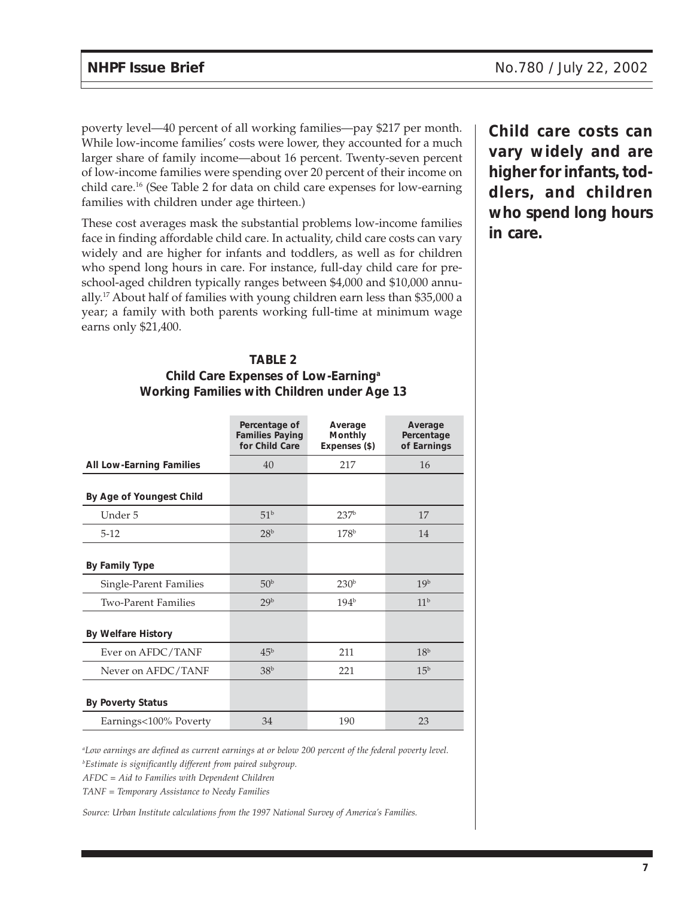poverty level—40 percent of all working families—pay $217 per month. While low-income families' costs were lower, they accounted for a much larger share of family income—about 16 percent. Twenty-seven percent of low-income families were spending over 20 percent of their income on child care.[16] (See Table 2 for data on child care expenses for low-earning families with children under age thirteen.)

These cost averages mask the substantial problems low-income families face in finding affordable child care. In actuality, child care costs can vary widely and are higher for infants and toddlers, as well as for children who spend long hours in care. For instance, full-day child care for preschool-aged children typically ranges between $4,000 and $10,000 annually.[17] About half of families with young children earn less than $35,000 a year; a family with both parents working full-time at minimum wage earns only $21,400.

**Child care costs can vary widely and are higher for infants, toddlers, and children who spend long hours in care.**

**TABLE 2**
**Child Care Expenses of Low-Earning[a] Working Families with Children under Age 13**

| | Percentage of Families Paying for Child Care | Average Monthly Expenses ($) | Average Percentage of Earnings |
|---|---|---|---|
| **All Low-Earning Families** | 40 | 217 | 16 |
| **By Age of Youngest Child** | | | |
| Under 5 | 51[b] | 237[b] | 17 |
| 5-12 | 28[b] | 178[b] | 14 |
| **By Family Type** | | | |
| Single-Parent Families | 50[b] | 230[b] | 19[b] |
| Two-Parent Families | 29[b] | 194[b] | 11[b] |
| **By Welfare History** | | | |
| Ever on AFDC/TANF | 45[b] | 211 | 18[b] |
| Never on AFDC/TANF | 38[b] | 221 | 15[b] |
| **By Poverty Status** | | | |
| Earnings<100% Poverty | 34 | 190 | 23 |

*[a]Low earnings are defined as current earnings at or below 200 percent of the federal poverty level.*
*[b]Estimate is significantly different from paired subgroup.*
*AFDC = Aid to Families with Dependent Children*
*TANF = Temporary Assistance to Needy Families*

*Source: Urban Institute calculations from the 1997 National Survey of America's Families.*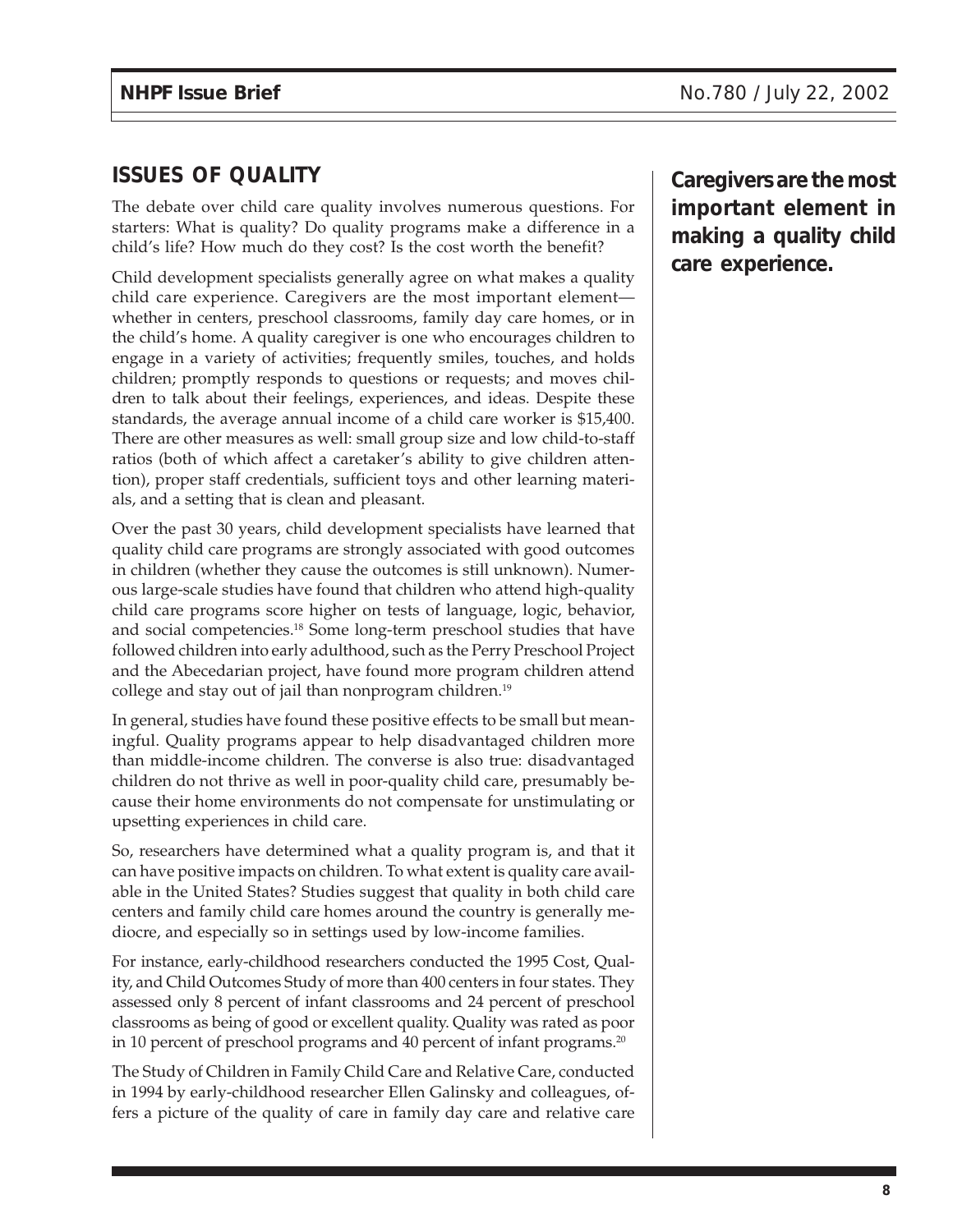## ISSUES OF QUALITY

The debate over child care quality involves numerous questions. For starters: What is quality? Do quality programs make a difference in a child's life? How much do they cost? Is the cost worth the benefit?

Child development specialists generally agree on what makes a quality child care experience. Caregivers are the most important element—whether in centers, preschool classrooms, family day care homes, or in the child's home. A quality caregiver is one who encourages children to engage in a variety of activities; frequently smiles, touches, and holds children; promptly responds to questions or requests; and moves children to talk about their feelings, experiences, and ideas. Despite these standards, the average annual income of a child care worker is $15,400. There are other measures as well: small group size and low child-to-staff ratios (both of which affect a caretaker's ability to give children attention), proper staff credentials, sufficient toys and other learning materials, and a setting that is clean and pleasant.

**Caregivers are the most important element in making a quality child care experience.**

Over the past 30 years, child development specialists have learned that quality child care programs are strongly associated with good outcomes in children (whether they cause the outcomes is still unknown). Numerous large-scale studies have found that children who attend high-quality child care programs score higher on tests of language, logic, behavior, and social competencies.[18] Some long-term preschool studies that have followed children into early adulthood, such as the Perry Preschool Project and the Abecedarian project, have found more program children attend college and stay out of jail than nonprogram children.[19]

In general, studies have found these positive effects to be small but meaningful. Quality programs appear to help disadvantaged children more than middle-income children. The converse is also true: disadvantaged children do not thrive as well in poor-quality child care, presumably because their home environments do not compensate for unstimulating or upsetting experiences in child care.

So, researchers have determined what a quality program is, and that it can have positive impacts on children. To what extent is quality care available in the United States? Studies suggest that quality in both child care centers and family child care homes around the country is generally mediocre, and especially so in settings used by low-income families.

For instance, early-childhood researchers conducted the 1995 Cost, Quality, and Child Outcomes Study of more than 400 centers in four states. They assessed only 8 percent of infant classrooms and 24 percent of preschool classrooms as being of good or excellent quality. Quality was rated as poor in 10 percent of preschool programs and 40 percent of infant programs.[20]

The Study of Children in Family Child Care and Relative Care, conducted in 1994 by early-childhood researcher Ellen Galinsky and colleagues, offers a picture of the quality of care in family day care and relative care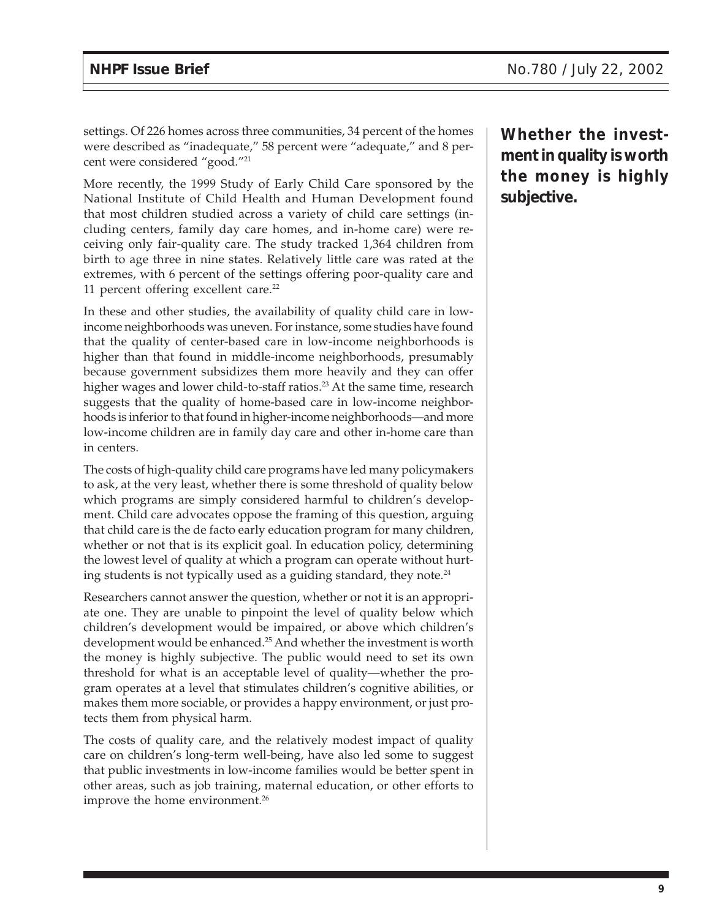settings. Of 226 homes across three communities, 34 percent of the homes were described as "inadequate," 58 percent were "adequate," and 8 percent were considered "good."[21]

More recently, the 1999 Study of Early Child Care sponsored by the National Institute of Child Health and Human Development found that most children studied across a variety of child care settings (including centers, family day care homes, and in-home care) were receiving only fair-quality care. The study tracked 1,364 children from birth to age three in nine states. Relatively little care was rated at the extremes, with 6 percent of the settings offering poor-quality care and 11 percent offering excellent care.[22]

In these and other studies, the availability of quality child care in low-income neighborhoods was uneven. For instance, some studies have found that the quality of center-based care in low-income neighborhoods is higher than that found in middle-income neighborhoods, presumably because government subsidizes them more heavily and they can offer higher wages and lower child-to-staff ratios.[23] At the same time, research suggests that the quality of home-based care in low-income neighborhoods is inferior to that found in higher-income neighborhoods—and more low-income children are in family day care and other in-home care than in centers.

The costs of high-quality child care programs have led many policymakers to ask, at the very least, whether there is some threshold of quality below which programs are simply considered harmful to children's development. Child care advocates oppose the framing of this question, arguing that child care is the de facto early education program for many children, whether or not that is its explicit goal. In education policy, determining the lowest level of quality at which a program can operate without hurting students is not typically used as a guiding standard, they note.[24]

Researchers cannot answer the question, whether or not it is an appropriate one. They are unable to pinpoint the level of quality below which children's development would be impaired, or above which children's development would be enhanced.[25] And whether the investment is worth the money is highly subjective. The public would need to set its own threshold for what is an acceptable level of quality—whether the program operates at a level that stimulates children's cognitive abilities, or makes them more sociable, or provides a happy environment, or just protects them from physical harm.

**Whether the investment in quality is worth the money is highly subjective.**

The costs of quality care, and the relatively modest impact of quality care on children's long-term well-being, have also led some to suggest that public investments in low-income families would be better spent in other areas, such as job training, maternal education, or other efforts to improve the home environment.[26]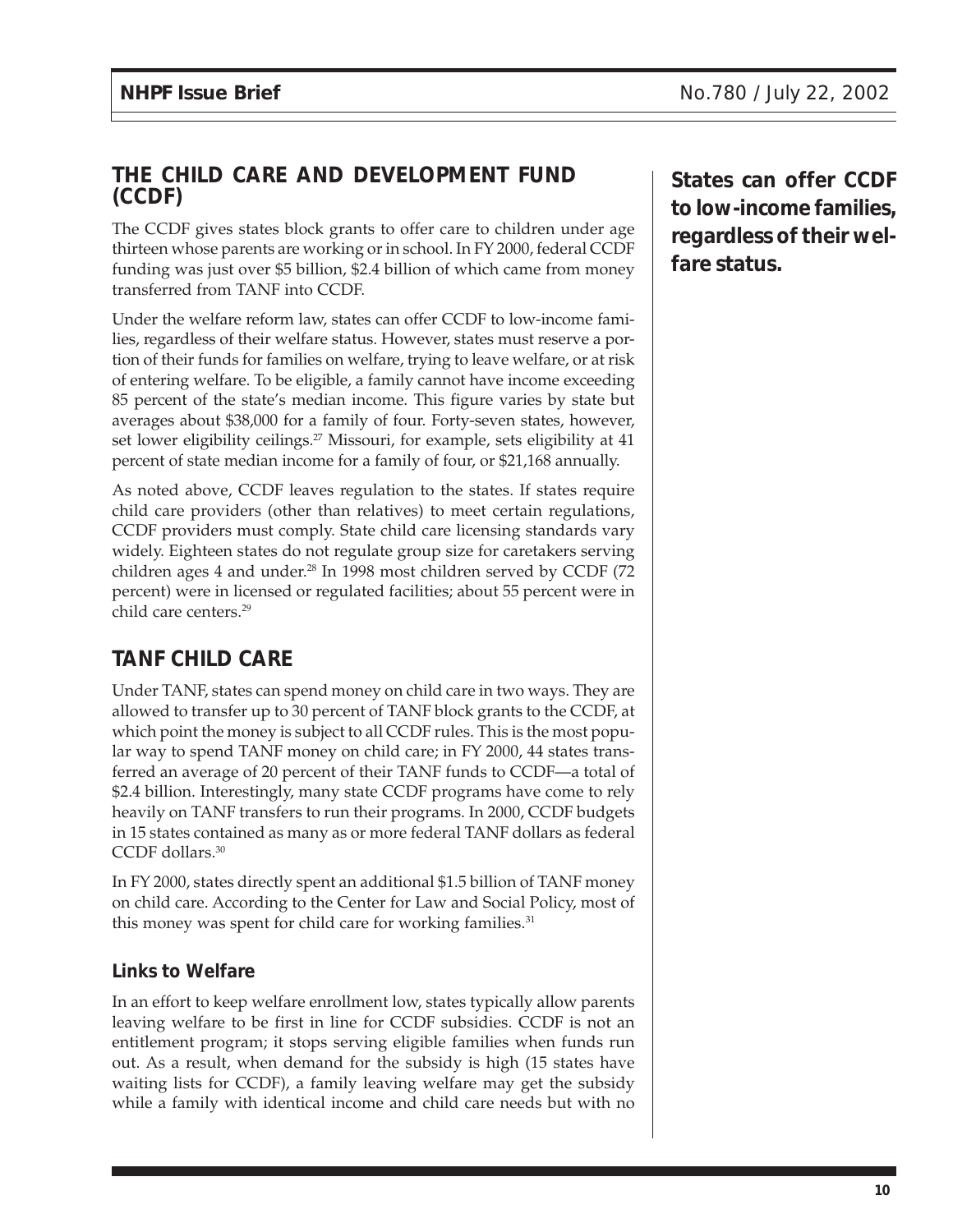## THE CHILD CARE AND DEVELOPMENT FUND (CCDF)

The CCDF gives states block grants to offer care to children under age thirteen whose parents are working or in school. In FY 2000, federal CCDF funding was just over $5 billion, $2.4 billion of which came from money transferred from TANF into CCDF.

Under the welfare reform law, states can offer CCDF to low-income families, regardless of their welfare status. However, states must reserve a portion of their funds for families on welfare, trying to leave welfare, or at risk of entering welfare. To be eligible, a family cannot have income exceeding 85 percent of the state's median income. This figure varies by state but averages about $38,000 for a family of four. Forty-seven states, however, set lower eligibility ceilings.[27] Missouri, for example, sets eligibility at 41 percent of state median income for a family of four, or $21,168 annually.

**States can offer CCDF to low-income families, regardless of their welfare status.**

As noted above, CCDF leaves regulation to the states. If states require child care providers (other than relatives) to meet certain regulations, CCDF providers must comply. State child care licensing standards vary widely. Eighteen states do not regulate group size for caretakers serving children ages 4 and under.[28] In 1998 most children served by CCDF (72 percent) were in licensed or regulated facilities; about 55 percent were in child care centers.[29]

## TANF CHILD CARE

Under TANF, states can spend money on child care in two ways. They are allowed to transfer up to 30 percent of TANF block grants to the CCDF, at which point the money is subject to all CCDF rules. This is the most popular way to spend TANF money on child care; in FY 2000, 44 states transferred an average of 20 percent of their TANF funds to CCDF—a total of $2.4 billion. Interestingly, many state CCDF programs have come to rely heavily on TANF transfers to run their programs. In 2000, CCDF budgets in 15 states contained as many as or more federal TANF dollars as federal CCDF dollars.[30]

In FY 2000, states directly spent an additional $1.5 billion of TANF money on child care. According to the Center for Law and Social Policy, most of this money was spent for child care for working families.[31]

### Links to Welfare

In an effort to keep welfare enrollment low, states typically allow parents leaving welfare to be first in line for CCDF subsidies. CCDF is not an entitlement program; it stops serving eligible families when funds run out. As a result, when demand for the subsidy is high (15 states have waiting lists for CCDF), a family leaving welfare may get the subsidy while a family with identical income and child care needs but with no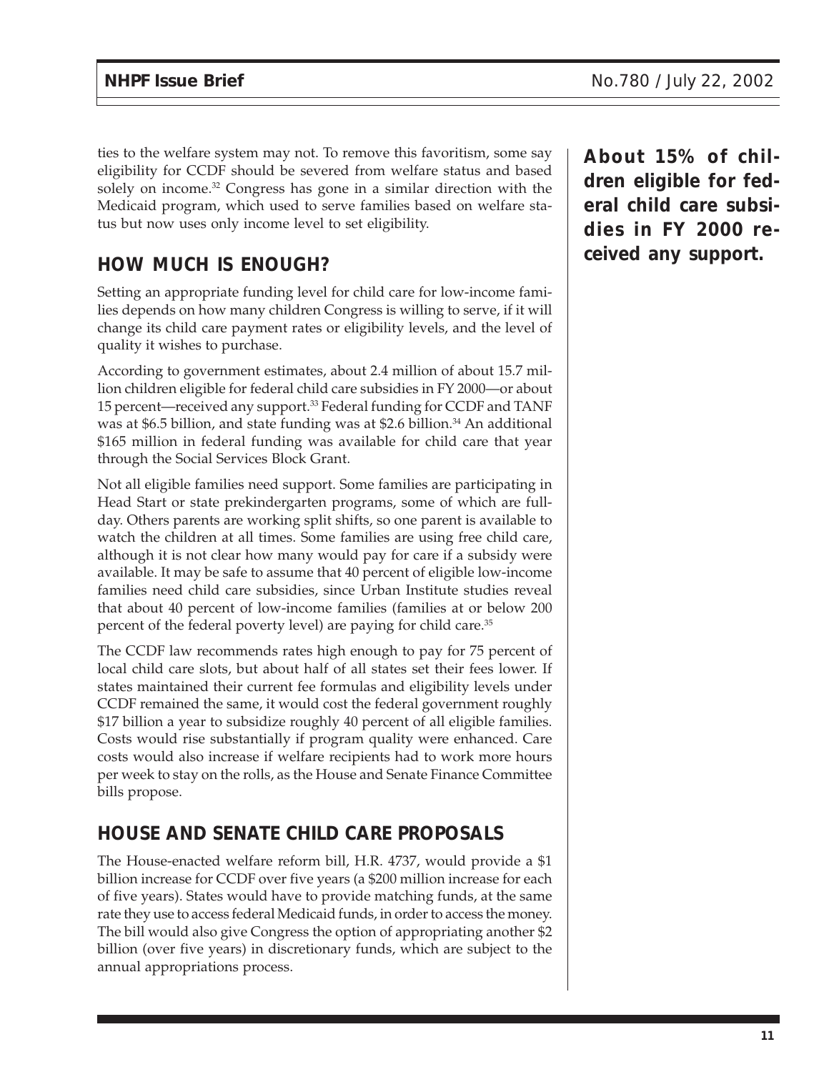ties to the welfare system may not. To remove this favoritism, some say eligibility for CCDF should be severed from welfare status and based solely on income.[32] Congress has gone in a similar direction with the Medicaid program, which used to serve families based on welfare status but now uses only income level to set eligibility.

**About 15% of children eligible for federal child care subsidies in FY 2000 received any support.**

## HOW MUCH IS ENOUGH?

Setting an appropriate funding level for child care for low-income families depends on how many children Congress is willing to serve, if it will change its child care payment rates or eligibility levels, and the level of quality it wishes to purchase.

According to government estimates, about 2.4 million of about 15.7 million children eligible for federal child care subsidies in FY 2000—or about 15 percent—received any support.[33] Federal funding for CCDF and TANF was at $6.5 billion, and state funding was at $2.6 billion.[34] An additional $165 million in federal funding was available for child care that year through the Social Services Block Grant.

Not all eligible families need support. Some families are participating in Head Start or state prekindergarten programs, some of which are full-day. Others parents are working split shifts, so one parent is available to watch the children at all times. Some families are using free child care, although it is not clear how many would pay for care if a subsidy were available. It may be safe to assume that 40 percent of eligible low-income families need child care subsidies, since Urban Institute studies reveal that about 40 percent of low-income families (families at or below 200 percent of the federal poverty level) are paying for child care.[35]

The CCDF law recommends rates high enough to pay for 75 percent of local child care slots, but about half of all states set their fees lower. If states maintained their current fee formulas and eligibility levels under CCDF remained the same, it would cost the federal government roughly $17 billion a year to subsidize roughly 40 percent of all eligible families. Costs would rise substantially if program quality were enhanced. Care costs would also increase if welfare recipients had to work more hours per week to stay on the rolls, as the House and Senate Finance Committee bills propose.

## HOUSE AND SENATE CHILD CARE PROPOSALS

The House-enacted welfare reform bill, H.R. 4737, would provide a $1 billion increase for CCDF over five years (a $200 million increase for each of five years). States would have to provide matching funds, at the same rate they use to access federal Medicaid funds, in order to access the money. The bill would also give Congress the option of appropriating another $2 billion (over five years) in discretionary funds, which are subject to the annual appropriations process.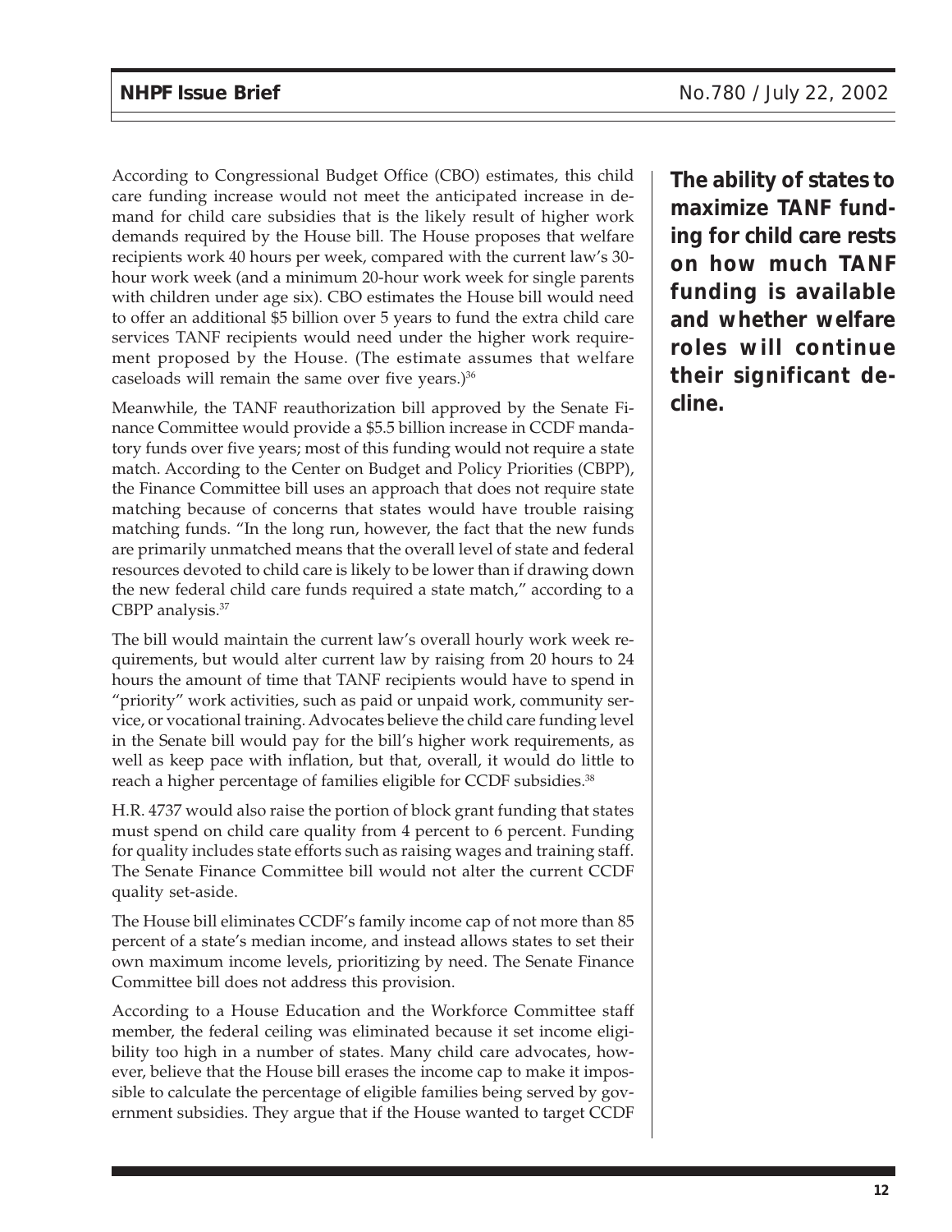According to Congressional Budget Office (CBO) estimates, this child care funding increase would not meet the anticipated increase in demand for child care subsidies that is the likely result of higher work demands required by the House bill. The House proposes that welfare recipients work 40 hours per week, compared with the current law's 30-hour work week (and a minimum 20-hour work week for single parents with children under age six). CBO estimates the House bill would need to offer an additional $5 billion over 5 years to fund the extra child care services TANF recipients would need under the higher work requirement proposed by the House. (The estimate assumes that welfare caseloads will remain the same over five years.)[36]

**The ability of states to maximize TANF funding for child care rests on how much TANF funding is available and whether welfare roles will continue their significant decline.**

Meanwhile, the TANF reauthorization bill approved by the Senate Finance Committee would provide a $5.5 billion increase in CCDF mandatory funds over five years; most of this funding would not require a state match. According to the Center on Budget and Policy Priorities (CBPP), the Finance Committee bill uses an approach that does not require state matching because of concerns that states would have trouble raising matching funds. "In the long run, however, the fact that the new funds are primarily unmatched means that the overall level of state and federal resources devoted to child care is likely to be lower than if drawing down the new federal child care funds required a state match," according to a CBPP analysis.[37]

The bill would maintain the current law's overall hourly work week requirements, but would alter current law by raising from 20 hours to 24 hours the amount of time that TANF recipients would have to spend in "priority" work activities, such as paid or unpaid work, community service, or vocational training. Advocates believe the child care funding level in the Senate bill would pay for the bill's higher work requirements, as well as keep pace with inflation, but that, overall, it would do little to reach a higher percentage of families eligible for CCDF subsidies.[38]

H.R. 4737 would also raise the portion of block grant funding that states must spend on child care quality from 4 percent to 6 percent. Funding for quality includes state efforts such as raising wages and training staff. The Senate Finance Committee bill would not alter the current CCDF quality set-aside.

The House bill eliminates CCDF's family income cap of not more than 85 percent of a state's median income, and instead allows states to set their own maximum income levels, prioritizing by need. The Senate Finance Committee bill does not address this provision.

According to a House Education and the Workforce Committee staff member, the federal ceiling was eliminated because it set income eligibility too high in a number of states. Many child care advocates, however, believe that the House bill erases the income cap to make it impossible to calculate the percentage of eligible families being served by government subsidies. They argue that if the House wanted to target CCDF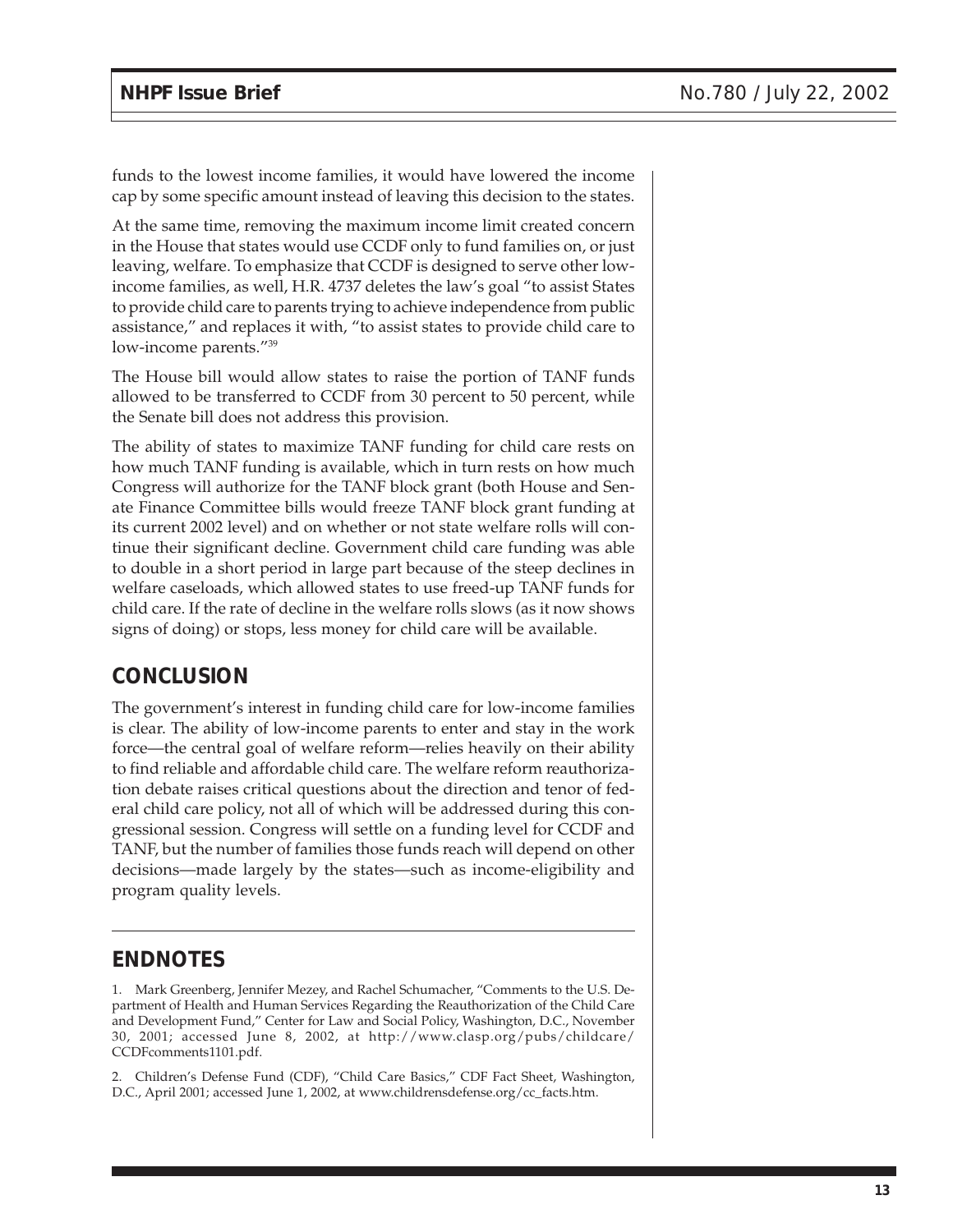funds to the lowest income families, it would have lowered the income cap by some specific amount instead of leaving this decision to the states.

At the same time, removing the maximum income limit created concern in the House that states would use CCDF only to fund families on, or just leaving, welfare. To emphasize that CCDF is designed to serve other low-income families, as well, H.R. 4737 deletes the law's goal "to assist States to provide child care to parents trying to achieve independence from public assistance," and replaces it with, "to assist states to provide child care to low-income parents."[39]

The House bill would allow states to raise the portion of TANF funds allowed to be transferred to CCDF from 30 percent to 50 percent, while the Senate bill does not address this provision.

The ability of states to maximize TANF funding for child care rests on how much TANF funding is available, which in turn rests on how much Congress will authorize for the TANF block grant (both House and Senate Finance Committee bills would freeze TANF block grant funding at its current 2002 level) and on whether or not state welfare rolls will continue their significant decline. Government child care funding was able to double in a short period in large part because of the steep declines in welfare caseloads, which allowed states to use freed-up TANF funds for child care. If the rate of decline in the welfare rolls slows (as it now shows signs of doing) or stops, less money for child care will be available.

## CONCLUSION

The government's interest in funding child care for low-income families is clear. The ability of low-income parents to enter and stay in the work force—the central goal of welfare reform—relies heavily on their ability to find reliable and affordable child care. The welfare reform reauthorization debate raises critical questions about the direction and tenor of federal child care policy, not all of which will be addressed during this congressional session. Congress will settle on a funding level for CCDF and TANF, but the number of families those funds reach will depend on other decisions—made largely by the states—such as income-eligibility and program quality levels.

## ENDNOTES

1. Mark Greenberg, Jennifer Mezey, and Rachel Schumacher, "Comments to the U.S. Department of Health and Human Services Regarding the Reauthorization of the Child Care and Development Fund," Center for Law and Social Policy, Washington, D.C., November 30, 2001; accessed June 8, 2002, at http://www.clasp.org/pubs/childcare/CCDFcomments1101.pdf.

2. Children's Defense Fund (CDF), "Child Care Basics," CDF Fact Sheet, Washington, D.C., April 2001; accessed June 1, 2002, at www.childrensdefense.org/cc_facts.htm.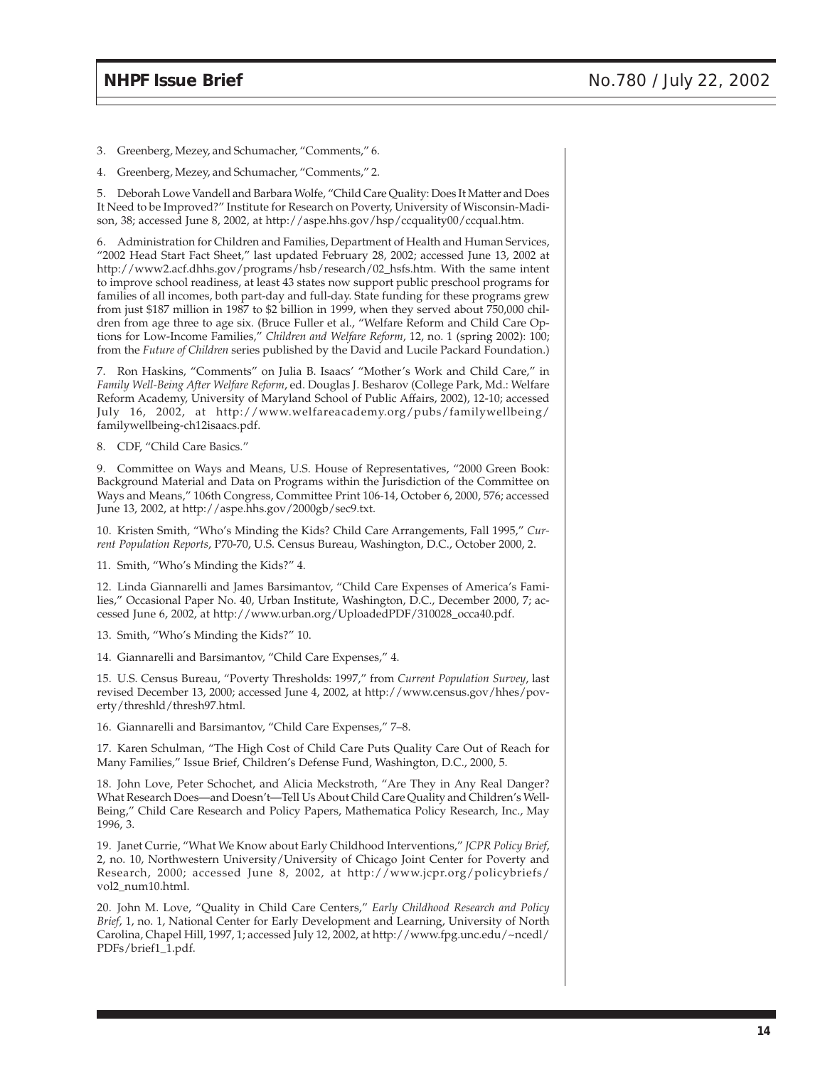3. Greenberg, Mezey, and Schumacher, "Comments," 6.

4. Greenberg, Mezey, and Schumacher, "Comments," 2.

5. Deborah Lowe Vandell and Barbara Wolfe, "Child Care Quality: Does It Matter and Does It Need to be Improved?" Institute for Research on Poverty, University of Wisconsin-Madison, 38; accessed June 8, 2002, at http://aspe.hhs.gov/hsp/ccquality00/ccqual.htm.

6. Administration for Children and Families, Department of Health and Human Services, "2002 Head Start Fact Sheet," last updated February 28, 2002; accessed June 13, 2002 at http://www2.acf.dhhs.gov/programs/hsb/research/02_hsfs.htm. With the same intent to improve school readiness, at least 43 states now support public preschool programs for families of all incomes, both part-day and full-day. State funding for these programs grew from just $187 million in 1987 to $2 billion in 1999, when they served about 750,000 children from age three to age six. (Bruce Fuller et al., "Welfare Reform and Child Care Options for Low-Income Families," *Children and Welfare Reform*, 12, no. 1 (spring 2002): 100; from the *Future of Children* series published by the David and Lucile Packard Foundation.)

7. Ron Haskins, "Comments" on Julia B. Isaacs' "Mother's Work and Child Care," in *Family Well-Being After Welfare Reform*, ed. Douglas J. Besharov (College Park, Md.: Welfare Reform Academy, University of Maryland School of Public Affairs, 2002), 12-10; accessed July 16, 2002, at http://www.welfareacademy.org/pubs/familywellbeing/familywellbeing-ch12isaacs.pdf.

8. CDF, "Child Care Basics."

9. Committee on Ways and Means, U.S. House of Representatives, "2000 Green Book: Background Material and Data on Programs within the Jurisdiction of the Committee on Ways and Means," 106th Congress, Committee Print 106-14, October 6, 2000, 576; accessed June 13, 2002, at http://aspe.hhs.gov/2000gb/sec9.txt.

10. Kristen Smith, "Who's Minding the Kids? Child Care Arrangements, Fall 1995," *Current Population Reports*, P70-70, U.S. Census Bureau, Washington, D.C., October 2000, 2.

11. Smith, "Who's Minding the Kids?" 4.

12. Linda Giannarelli and James Barsimantov, "Child Care Expenses of America's Families," Occasional Paper No. 40, Urban Institute, Washington, D.C., December 2000, 7; accessed June 6, 2002, at http://www.urban.org/UploadedPDF/310028_occa40.pdf.

13. Smith, "Who's Minding the Kids?" 10.

14. Giannarelli and Barsimantov, "Child Care Expenses," 4.

15. U.S. Census Bureau, "Poverty Thresholds: 1997," from *Current Population Survey*, last revised December 13, 2000; accessed June 4, 2002, at http://www.census.gov/hhes/poverty/threshld/thresh97.html.

16. Giannarelli and Barsimantov, "Child Care Expenses," 7–8.

17. Karen Schulman, "The High Cost of Child Care Puts Quality Care Out of Reach for Many Families," Issue Brief, Children's Defense Fund, Washington, D.C., 2000, 5.

18. John Love, Peter Schochet, and Alicia Meckstroth, "Are They in Any Real Danger? What Research Does—and Doesn't—Tell Us About Child Care Quality and Children's Well-Being," Child Care Research and Policy Papers, Mathematica Policy Research, Inc., May 1996, 3.

19. Janet Currie, "What We Know about Early Childhood Interventions," *JCPR Policy Brief*, 2, no. 10, Northwestern University/University of Chicago Joint Center for Poverty and Research, 2000; accessed June 8, 2002, at http://www.jcpr.org/policybriefs/vol2_num10.html.

20. John M. Love, "Quality in Child Care Centers," *Early Childhood Research and Policy Brief*, 1, no. 1, National Center for Early Development and Learning, University of North Carolina, Chapel Hill, 1997, 1; accessed July 12, 2002, at http://www.fpg.unc.edu/~ncedl/PDFs/brief1_1.pdf.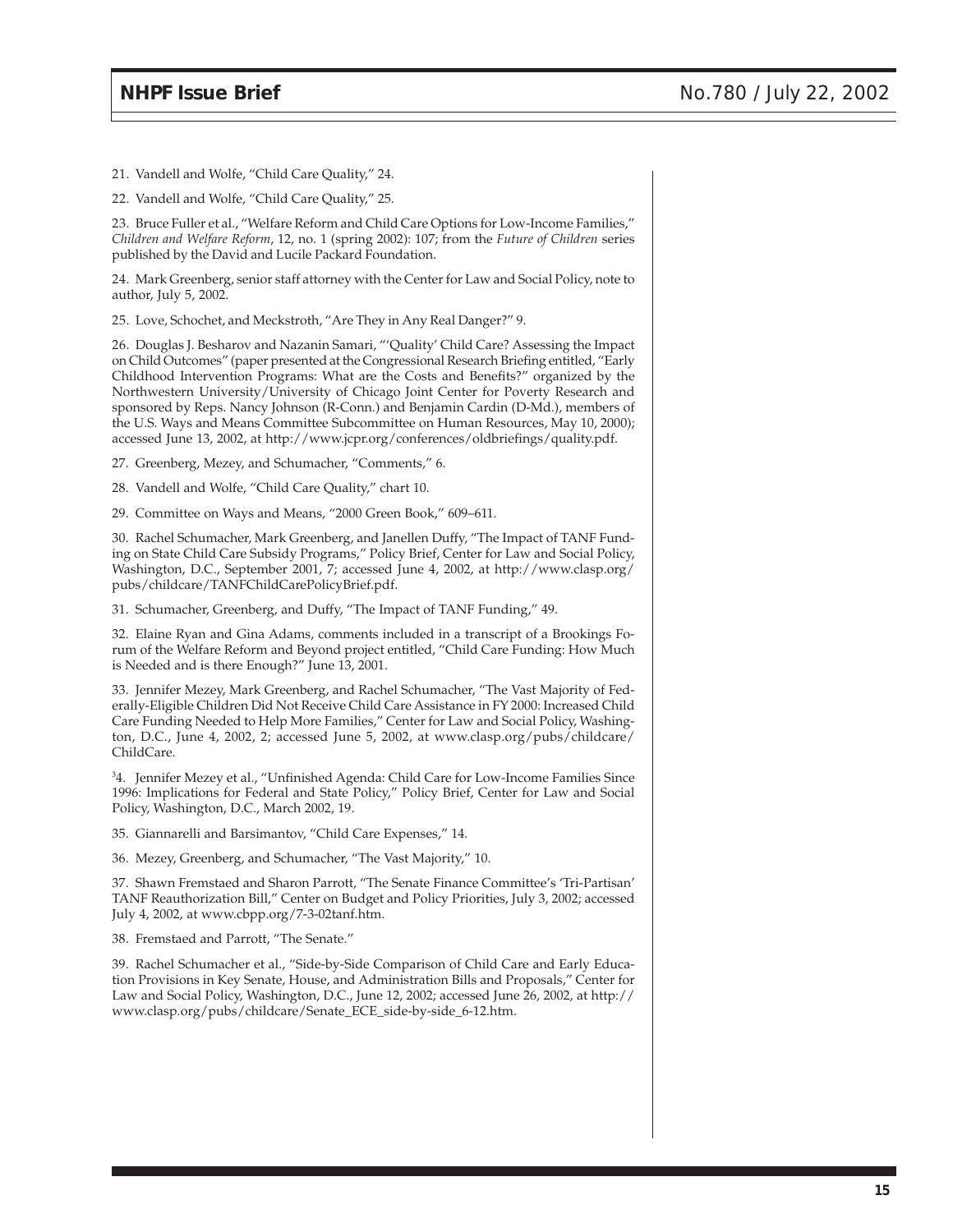21. Vandell and Wolfe, "Child Care Quality," 24.

22. Vandell and Wolfe, "Child Care Quality," 25.

23. Bruce Fuller et al., "Welfare Reform and Child Care Options for Low-Income Families," *Children and Welfare Reform*, 12, no. 1 (spring 2002): 107; from the *Future of Children* series published by the David and Lucile Packard Foundation.

24. Mark Greenberg, senior staff attorney with the Center for Law and Social Policy, note to author, July 5, 2002.

25. Love, Schochet, and Meckstroth, "Are They in Any Real Danger?" 9.

26. Douglas J. Besharov and Nazanin Samari, "'Quality' Child Care? Assessing the Impact on Child Outcomes" (paper presented at the Congressional Research Briefing entitled, "Early Childhood Intervention Programs: What are the Costs and Benefits?" organized by the Northwestern University/University of Chicago Joint Center for Poverty Research and sponsored by Reps. Nancy Johnson (R-Conn.) and Benjamin Cardin (D-Md.), members of the U.S. Ways and Means Committee Subcommittee on Human Resources, May 10, 2000); accessed June 13, 2002, at http://www.jcpr.org/conferences/oldbriefings/quality.pdf.

27. Greenberg, Mezey, and Schumacher, "Comments," 6.

28. Vandell and Wolfe, "Child Care Quality," chart 10.

29. Committee on Ways and Means, "2000 Green Book," 609–611.

30. Rachel Schumacher, Mark Greenberg, and Janellen Duffy, "The Impact of TANF Funding on State Child Care Subsidy Programs," Policy Brief, Center for Law and Social Policy, Washington, D.C., September 2001, 7; accessed June 4, 2002, at http://www.clasp.org/pubs/childcare/TANFChildCarePolicyBrief.pdf.

31. Schumacher, Greenberg, and Duffy, "The Impact of TANF Funding," 49.

32. Elaine Ryan and Gina Adams, comments included in a transcript of a Brookings Forum of the Welfare Reform and Beyond project entitled, "Child Care Funding: How Much is Needed and is there Enough?" June 13, 2001.

33. Jennifer Mezey, Mark Greenberg, and Rachel Schumacher, "The Vast Majority of Federally-Eligible Children Did Not Receive Child Care Assistance in FY 2000: Increased Child Care Funding Needed to Help More Families," Center for Law and Social Policy, Washington, D.C., June 4, 2002, 2; accessed June 5, 2002, at www.clasp.org/pubs/childcare/ChildCare.

34. Jennifer Mezey et al., "Unfinished Agenda: Child Care for Low-Income Families Since 1996: Implications for Federal and State Policy," Policy Brief, Center for Law and Social Policy, Washington, D.C., March 2002, 19.

35. Giannarelli and Barsimantov, "Child Care Expenses," 14.

36. Mezey, Greenberg, and Schumacher, "The Vast Majority," 10.

37. Shawn Fremstaed and Sharon Parrott, "The Senate Finance Committee's 'Tri-Partisan' TANF Reauthorization Bill," Center on Budget and Policy Priorities, July 3, 2002; accessed July 4, 2002, at www.cbpp.org/7-3-02tanf.htm.

38. Fremstaed and Parrott, "The Senate."

39. Rachel Schumacher et al., "Side-by-Side Comparison of Child Care and Early Education Provisions in Key Senate, House, and Administration Bills and Proposals," Center for Law and Social Policy, Washington, D.C., June 12, 2002; accessed June 26, 2002, at http://www.clasp.org/pubs/childcare/Senate_ECE_side-by-side_6-12.htm.